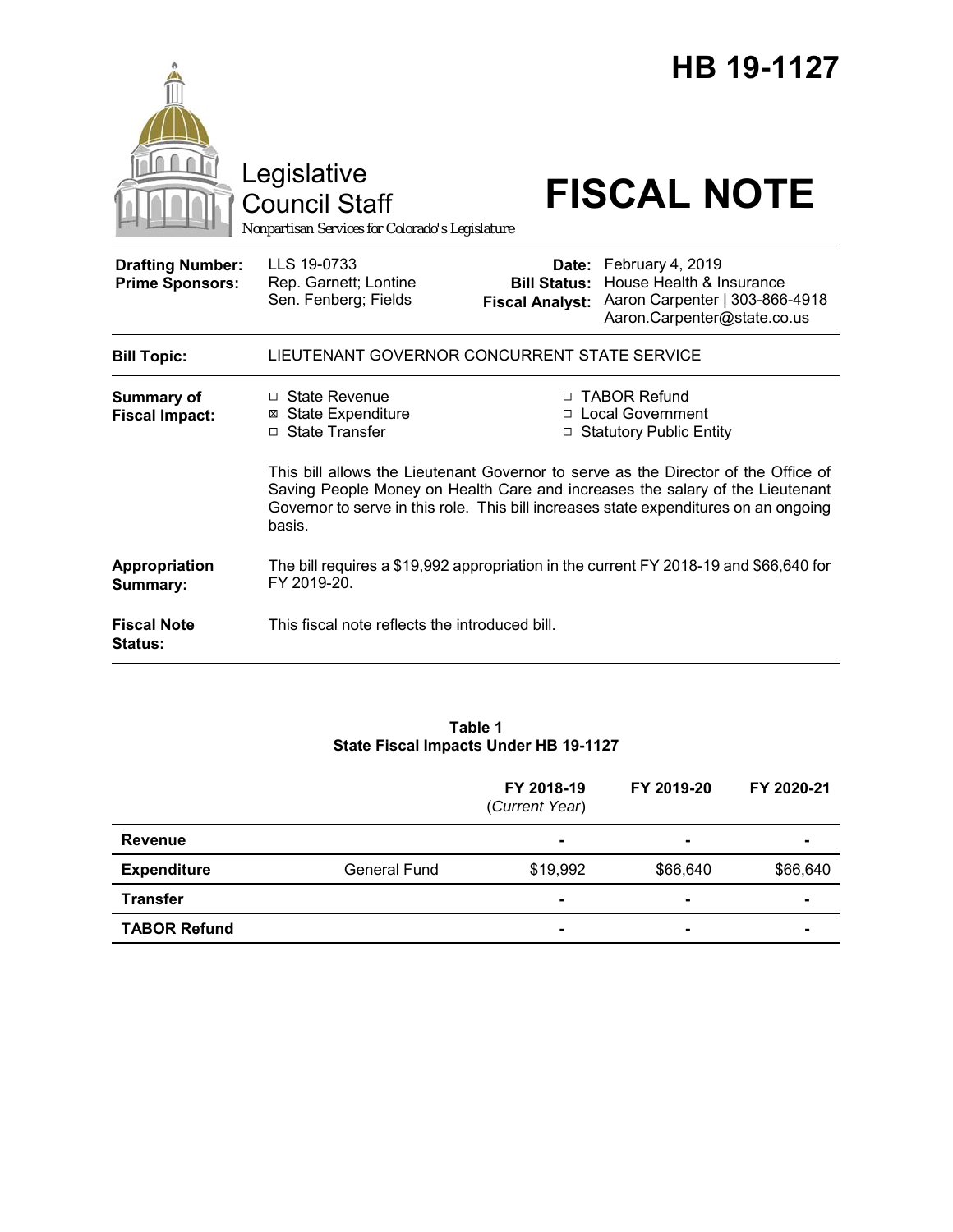# HB 19-1127

Legislative Council Staff

*Nonpartisan Services for Colorado's Legislature*

# FISCAL NOTE

| | | | |
|---|---|---|---|
| **Drafting Number:** | LLS 19-0733 | **Date:** | February 4, 2019 |
| **Prime Sponsors:** | Rep. Garnett; Lontine<br>Sen. Fenberg; Fields | **Bill Status:** | House Health & Insurance |
| | | **Fiscal Analyst:** | Aaron Carpenter \| 303-866-4918<br>Aaron.Carpenter@state.co.us |

**Bill Topic:** LIEUTENANT GOVERNOR CONCURRENT STATE SERVICE

**Summary of Fiscal Impact:**

- ☐ State Revenue
- ☒ State Expenditure
- ☐ State Transfer
- ☐ TABOR Refund
- ☐ Local Government
- ☐ Statutory Public Entity

This bill allows the Lieutenant Governor to serve as the Director of the Office of Saving People Money on Health Care and increases the salary of the Lieutenant Governor to serve in this role. This bill increases state expenditures on an ongoing basis.

**Appropriation Summary:** The bill requires a $19,992 appropriation in the current FY 2018-19 and $66,640 for FY 2019-20.

**Fiscal Note Status:** This fiscal note reflects the introduced bill.

**Table 1**
**State Fiscal Impacts Under HB 19-1127**

| | | FY 2018-19 (*Current Year*) | FY 2019-20 | FY 2020-21 |
|---|---|---|---|---|
| **Revenue** | | - | - | - |
| **Expenditure** | General Fund | $19,992 | $66,640 | $66,640 |
| **Transfer** | | - | - | - |
| **TABOR Refund** | | - | - | - |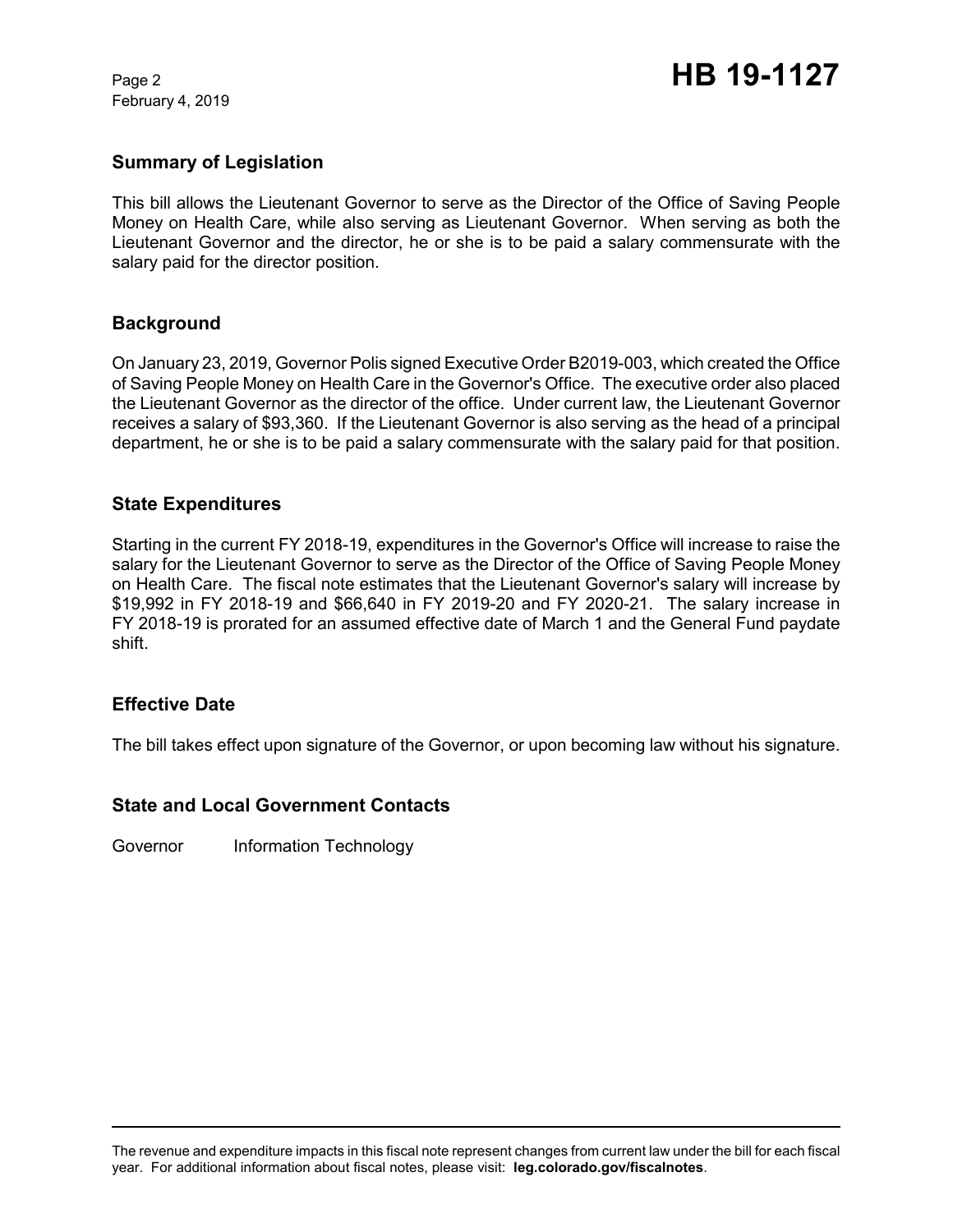## Summary of Legislation

This bill allows the Lieutenant Governor to serve as the Director of the Office of Saving People Money on Health Care, while also serving as Lieutenant Governor. When serving as both the Lieutenant Governor and the director, he or she is to be paid a salary commensurate with the salary paid for the director position.

## Background

On January 23, 2019, Governor Polis signed Executive Order B2019-003, which created the Office of Saving People Money on Health Care in the Governor's Office. The executive order also placed the Lieutenant Governor as the director of the office. Under current law, the Lieutenant Governor receives a salary of $93,360. If the Lieutenant Governor is also serving as the head of a principal department, he or she is to be paid a salary commensurate with the salary paid for that position.

## State Expenditures

Starting in the current FY 2018-19, expenditures in the Governor's Office will increase to raise the salary for the Lieutenant Governor to serve as the Director of the Office of Saving People Money on Health Care. The fiscal note estimates that the Lieutenant Governor's salary will increase by $19,992 in FY 2018-19 and $66,640 in FY 2019-20 and FY 2020-21. The salary increase in FY 2018-19 is prorated for an assumed effective date of March 1 and the General Fund paydate shift.

## Effective Date

The bill takes effect upon signature of the Governor, or upon becoming law without his signature.

## State and Local Government Contacts

Governor Information Technology

The revenue and expenditure impacts in this fiscal note represent changes from current law under the bill for each fiscal year. For additional information about fiscal notes, please visit: **leg.colorado.gov/fiscalnotes**.